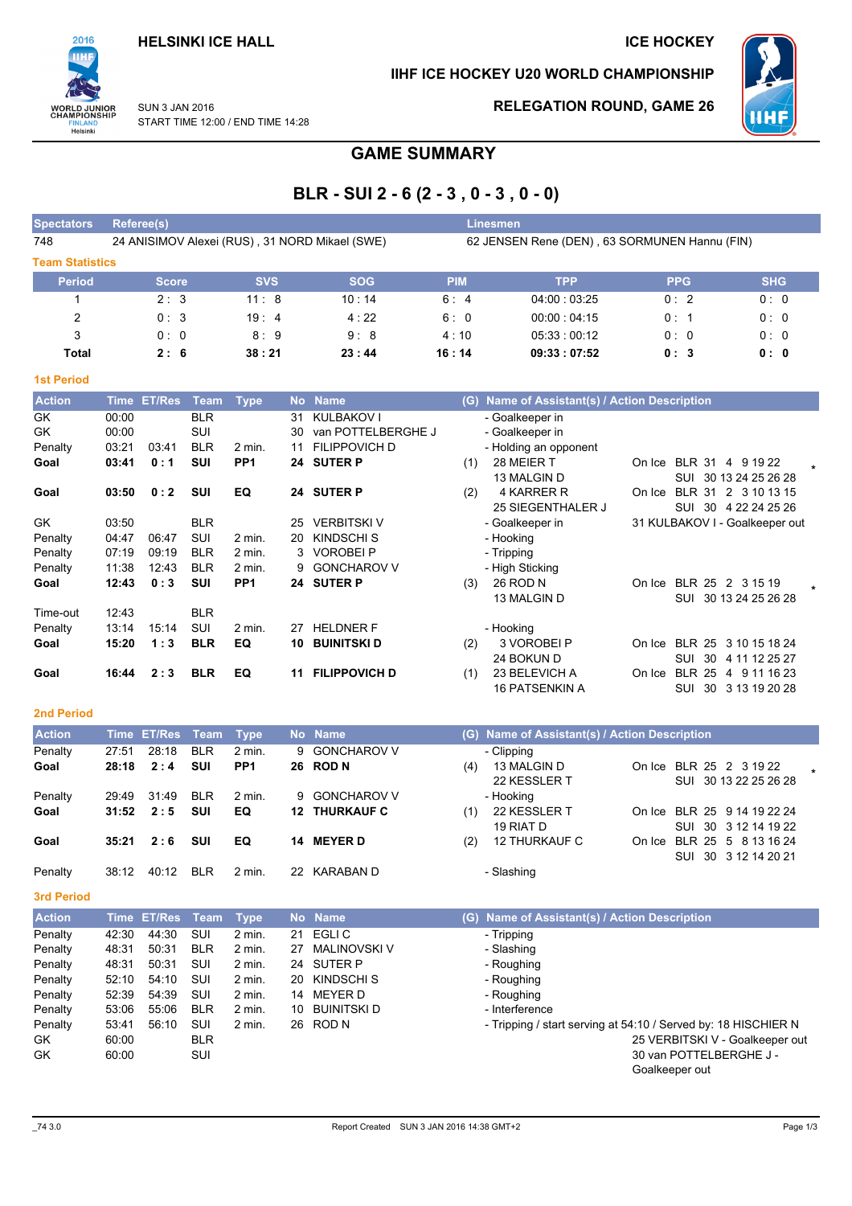HELSINKI ICE HALL

ICE HOCKEY

IIHF ICE HOCKEY U20 WORLD CHAMPIONSHIP

SUN 3 JAN 2016
START TIME 12:00 / END TIME 14:28

RELEGATION ROUND, GAME 26

# GAME SUMMARY

## BLR - SUI 2 - 6 (2 - 3 , 0 - 3 , 0 - 0)

| Spectators | Referee(s) | Linesmen |
|---|---|---|
| 748 | 24 ANISIMOV Alexei (RUS) , 31 NORD Mikael (SWE) | 62 JENSEN Rene (DEN) , 63 SORMUNEN Hannu (FIN) |

### Team Statistics

| Period | Score | SVS | SOG | PIM | TPP | PPG | SHG |
|---|---|---|---|---|---|---|---|
| 1 | 2 : 3 | 11 : 8 | 10 : 14 | 6 : 4 | 04:00 : 03:25 | 0 : 2 | 0 : 0 |
| 2 | 0 : 3 | 19 : 4 | 4 : 22 | 6 : 0 | 00:00 : 04:15 | 0 : 1 | 0 : 0 |
| 3 | 0 : 0 | 8 : 9 | 9 : 8 | 4 : 10 | 05:33 : 00:12 | 0 : 0 | 0 : 0 |
| **Total** | **2 : 6** | **38 : 21** | **23 : 44** | **16 : 14** | **09:33 : 07:52** | **0 : 3** | **0 : 0** |

### 1st Period

| Action | Time | ET/Res | Team | Type | No | Name | (G) | Name of Assistant(s) / Action Description | |
|---|---|---|---|---|---|---|---|---|---|
| GK | 00:00 | | BLR | | 31 | KULBAKOV I | | - Goalkeeper in | |
| GK | 00:00 | | SUI | | 30 | van POTTELBERGHE J | | - Goalkeeper in | |
| Penalty | 03:21 | 03:41 | BLR | 2 min. | 11 | FILIPPOVICH D | | - Holding an opponent | |
| **Goal** | **03:41** | **0 : 1** | **SUI** | **PP1** | **24** | **SUTER P** | (1) | 28 MEIER T<br>13 MALGIN D | On Ice BLR 31 4 9 19 22<br>SUI 30 13 24 25 26 28 * |
| **Goal** | **03:50** | **0 : 2** | **SUI** | **EQ** | **24** | **SUTER P** | (2) | 4 KARRER R<br>25 SIEGENTHALER J | On Ice BLR 31 2 3 10 13 15<br>SUI 30 4 22 24 25 26 |
| GK | 03:50 | | BLR | | 25 | VERBITSKI V | | - Goalkeeper in | 31 KULBAKOV I - Goalkeeper out |
| Penalty | 04:47 | 06:47 | SUI | 2 min. | 20 | KINDSCHI S | | - Hooking | |
| Penalty | 07:19 | 09:19 | BLR | 2 min. | 3 | VOROBEI P | | - Tripping | |
| Penalty | 11:38 | 12:43 | BLR | 2 min. | 9 | GONCHAROV V | | - High Sticking | |
| **Goal** | **12:43** | **0 : 3** | **SUI** | **PP1** | **24** | **SUTER P** | (3) | 26 ROD N<br>13 MALGIN D | On Ice BLR 25 2 3 15 19<br>SUI 30 13 24 25 26 28 * |
| Time-out | 12:43 | | BLR | | | | | | |
| Penalty | 13:14 | 15:14 | SUI | 2 min. | 27 | HELDNER F | | - Hooking | |
| **Goal** | **15:20** | **1 : 3** | **BLR** | **EQ** | **10** | **BUINITSKI D** | (2) | 3 VOROBEI P<br>24 BOKUN D | On Ice BLR 25 3 10 15 18 24<br>SUI 30 4 11 12 25 27 |
| **Goal** | **16:44** | **2 : 3** | **BLR** | **EQ** | **11** | **FILIPPOVICH D** | (1) | 23 BELEVICH A<br>16 PATSENKIN A | On Ice BLR 25 4 9 11 16 23<br>SUI 30 3 13 19 20 28 |

### 2nd Period

| Action | Time | ET/Res | Team | Type | No | Name | (G) | Name of Assistant(s) / Action Description | |
|---|---|---|---|---|---|---|---|---|---|
| Penalty | 27:51 | 28:18 | BLR | 2 min. | 9 | GONCHAROV V | | - Clipping | |
| **Goal** | **28:18** | **2 : 4** | **SUI** | **PP1** | **26** | **ROD N** | (4) | 13 MALGIN D<br>22 KESSLER T | On Ice BLR 25 2 3 19 22<br>SUI 30 13 22 25 26 28 * |
| Penalty | 29:49 | 31:49 | BLR | 2 min. | 9 | GONCHAROV V | | - Hooking | |
| **Goal** | **31:52** | **2 : 5** | **SUI** | **EQ** | **12** | **THURKAUF C** | (1) | 22 KESSLER T<br>19 RIAT D | On Ice BLR 25 9 14 19 22 24<br>SUI 30 3 12 14 19 22 |
| **Goal** | **35:21** | **2 : 6** | **SUI** | **EQ** | **14** | **MEYER D** | (2) | 12 THURKAUF C | On Ice BLR 25 5 8 13 16 24<br>SUI 30 3 12 14 20 21 |
| Penalty | 38:12 | 40:12 | BLR | 2 min. | 22 | KARABAN D | | - Slashing | |

### 3rd Period

| Action | Time | ET/Res | Team | Type | No | Name | (G) | Name of Assistant(s) / Action Description | |
|---|---|---|---|---|---|---|---|---|---|
| Penalty | 42:30 | 44:30 | SUI | 2 min. | 21 | EGLI C | | - Tripping | |
| Penalty | 48:31 | 50:31 | BLR | 2 min. | 27 | MALINOVSKI V | | - Slashing | |
| Penalty | 48:31 | 50:31 | SUI | 2 min. | 24 | SUTER P | | - Roughing | |
| Penalty | 52:10 | 54:10 | SUI | 2 min. | 20 | KINDSCHI S | | - Roughing | |
| Penalty | 52:39 | 54:39 | SUI | 2 min. | 14 | MEYER D | | - Roughing | |
| Penalty | 53:06 | 55:06 | BLR | 2 min. | 10 | BUINITSKI D | | - Interference | |
| Penalty | 53:41 | 56:10 | SUI | 2 min. | 26 | ROD N | | - Tripping / start serving at 54:10 / Served by: 18 HISCHIER N | |
| GK | 60:00 | | BLR | | | | | | 25 VERBITSKI V - Goalkeeper out |
| GK | 60:00 | | SUI | | | | | | 30 van POTTELBERGHE J - Goalkeeper out |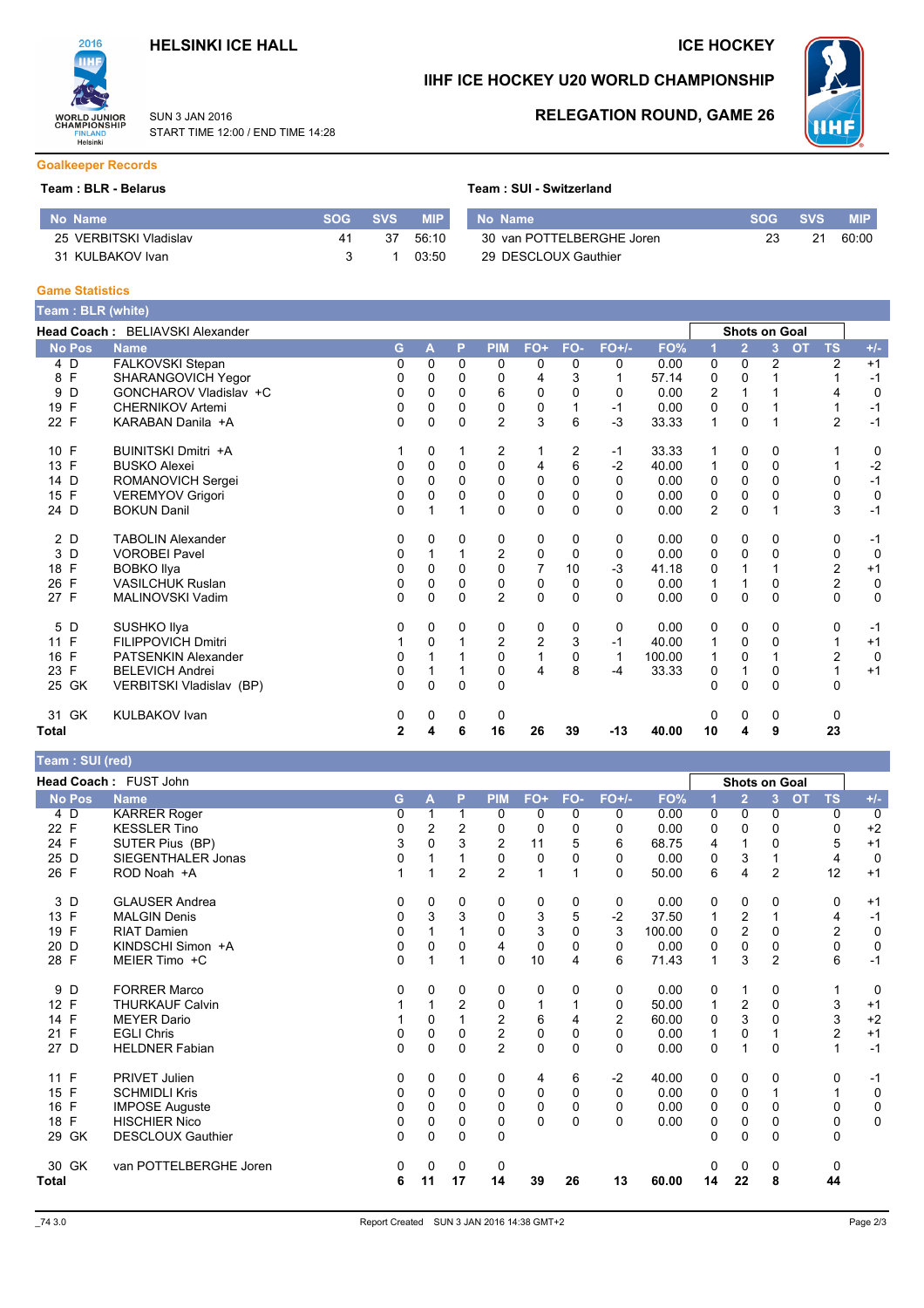# HELSINKI ICE HALL

**ICE HOCKEY**

## IIHF ICE HOCKEY U20 WORLD CHAMPIONSHIP

## RELEGATION ROUND, GAME 26

SUN 3 JAN 2016
START TIME 12:00 / END TIME 14:28

### Goalkeeper Records

**Team : BLR - Belarus**

| No | Name | SOG | SVS | MIP |
|---|---|---|---|---|
| 25 | VERBITSKI Vladislav | 41 | 37 | 56:10 |
| 31 | KULBAKOV Ivan | 3 | 1 | 03:50 |

**Team : SUI - Switzerland**

| No | Name | SOG | SVS | MIP |
|---|---|---|---|---|
| 30 | van POTTELBERGHE Joren | 23 | 21 | 60:00 |
| 29 | DESCLOUX Gauthier | | | |

### Game Statistics

**Team : BLR (white)**

**Head Coach :** BELIAVSKI Alexander

| No | Pos | Name | G | A | P | PIM | FO+ | FO- | FO+/- | FO% | SOG 1 | SOG 2 | SOG 3 | SOG OT | TS | +/- |
|---|---|---|---|---|---|---|---|---|---|---|---|---|---|---|---|---|
| 4 | D | FALKOVSKI Stepan | 0 | 0 | 0 | 0 | 0 | 0 | 0 | 0.00 | 0 | 0 | 2 | | 2 | +1 |
| 8 | F | SHARANGOVICH Yegor | 0 | 0 | 0 | 0 | 4 | 3 | 1 | 57.14 | 0 | 0 | 1 | | 1 | -1 |
| 9 | D | GONCHAROV Vladislav +C | 0 | 0 | 0 | 6 | 0 | 0 | 0 | 0.00 | 2 | 1 | 1 | | 4 | 0 |
| 19 | F | CHERNIKOV Artemi | 0 | 0 | 0 | 0 | 0 | 1 | -1 | 0.00 | 0 | 0 | 1 | | 1 | -1 |
| 22 | F | KARABAN Danila +A | 0 | 0 | 0 | 2 | 3 | 6 | -3 | 33.33 | 1 | 0 | 1 | | 2 | -1 |
| 10 | F | BUINITSKI Dmitri +A | 1 | 0 | 1 | 2 | 1 | 2 | -1 | 33.33 | 1 | 0 | 0 | | 1 | 0 |
| 13 | F | BUSKO Alexei | 0 | 0 | 0 | 0 | 4 | 6 | -2 | 40.00 | 1 | 0 | 0 | | 1 | -2 |
| 14 | D | ROMANOVICH Sergei | 0 | 0 | 0 | 0 | 0 | 0 | 0 | 0.00 | 0 | 0 | 0 | | 0 | -1 |
| 15 | F | VEREMYOV Grigori | 0 | 0 | 0 | 0 | 0 | 0 | 0 | 0.00 | 0 | 0 | 0 | | 0 | 0 |
| 24 | D | BOKUN Danil | 0 | 1 | 1 | 0 | 0 | 0 | 0 | 0.00 | 2 | 0 | 1 | | 3 | -1 |
| 2 | D | TABOLIN Alexander | 0 | 0 | 0 | 0 | 0 | 0 | 0 | 0.00 | 0 | 0 | 0 | | 0 | -1 |
| 3 | D | VOROBEI Pavel | 0 | 1 | 1 | 2 | 0 | 0 | 0 | 0.00 | 0 | 0 | 0 | | 0 | 0 |
| 18 | F | BOBKO Ilya | 0 | 0 | 0 | 0 | 7 | 10 | -3 | 41.18 | 0 | 1 | 1 | | 2 | +1 |
| 26 | F | VASILCHUK Ruslan | 0 | 0 | 0 | 0 | 0 | 0 | 0 | 0.00 | 1 | 1 | 0 | | 2 | 0 |
| 27 | F | MALINOVSKI Vadim | 0 | 0 | 0 | 2 | 0 | 0 | 0 | 0.00 | 0 | 0 | 0 | | 0 | 0 |
| 5 | D | SUSHKO Ilya | 0 | 0 | 0 | 0 | 0 | 0 | 0 | 0.00 | 0 | 0 | 0 | | 0 | -1 |
| 11 | F | FILIPPOVICH Dmitri | 1 | 0 | 1 | 2 | 2 | 3 | -1 | 40.00 | 1 | 0 | 0 | | 1 | +1 |
| 16 | F | PATSENKIN Alexander | 0 | 1 | 1 | 0 | 1 | 0 | 1 | 100.00 | 1 | 0 | 1 | | 2 | 0 |
| 23 | F | BELEVICH Andrei | 0 | 1 | 1 | 0 | 4 | 8 | -4 | 33.33 | 0 | 1 | 0 | | 1 | +1 |
| 25 | GK | VERBITSKI Vladislav (BP) | 0 | 0 | 0 | 0 | | | | | 0 | 0 | 0 | | 0 | |
| 31 | GK | KULBAKOV Ivan | 0 | 0 | 0 | 0 | | | | | 0 | 0 | 0 | | 0 | |
| **Total** | | | **2** | **4** | **6** | **16** | **26** | **39** | **-13** | **40.00** | **10** | **4** | **9** | | **23** | |

**Team : SUI (red)**

**Head Coach :** FUST John

| No | Pos | Name | G | A | P | PIM | FO+ | FO- | FO+/- | FO% | SOG 1 | SOG 2 | SOG 3 | SOG OT | TS | +/- |
|---|---|---|---|---|---|---|---|---|---|---|---|---|---|---|---|---|
| 4 | D | KARRER Roger | 0 | 1 | 1 | 0 | 0 | 0 | 0 | 0.00 | 0 | 0 | 0 | | 0 | 0 |
| 22 | F | KESSLER Tino | 0 | 2 | 2 | 0 | 0 | 0 | 0 | 0.00 | 0 | 0 | 0 | | 0 | +2 |
| 24 | F | SUTER Pius (BP) | 3 | 0 | 3 | 2 | 11 | 5 | 6 | 68.75 | 4 | 1 | 0 | | 5 | +1 |
| 25 | D | SIEGENTHALER Jonas | 0 | 1 | 1 | 0 | 0 | 0 | 0 | 0.00 | 0 | 3 | 1 | | 4 | 0 |
| 26 | F | ROD Noah +A | 1 | 1 | 2 | 2 | 1 | 1 | 0 | 50.00 | 6 | 4 | 2 | | 12 | +1 |
| 3 | D | GLAUSER Andrea | 0 | 0 | 0 | 0 | 0 | 0 | 0 | 0.00 | 0 | 0 | 0 | | 0 | +1 |
| 13 | F | MALGIN Denis | 0 | 3 | 3 | 0 | 3 | 5 | -2 | 37.50 | 1 | 2 | 1 | | 4 | -1 |
| 19 | F | RIAT Damien | 0 | 1 | 1 | 0 | 3 | 0 | 3 | 100.00 | 0 | 2 | 0 | | 2 | 0 |
| 20 | D | KINDSCHI Simon +A | 0 | 0 | 0 | 4 | 0 | 0 | 0 | 0.00 | 0 | 0 | 0 | | 0 | 0 |
| 28 | F | MEIER Timo +C | 0 | 1 | 1 | 0 | 10 | 4 | 6 | 71.43 | 1 | 3 | 2 | | 6 | -1 |
| 9 | D | FORRER Marco | 0 | 0 | 0 | 0 | 0 | 0 | 0 | 0.00 | 0 | 1 | 0 | | 1 | 0 |
| 12 | F | THURKAUF Calvin | 1 | 1 | 2 | 0 | 1 | 1 | 0 | 50.00 | 1 | 2 | 0 | | 3 | +1 |
| 14 | F | MEYER Dario | 1 | 0 | 1 | 2 | 6 | 4 | 2 | 60.00 | 0 | 3 | 0 | | 3 | +2 |
| 21 | F | EGLI Chris | 0 | 0 | 0 | 2 | 0 | 0 | 0 | 0.00 | 1 | 0 | 1 | | 2 | +1 |
| 27 | D | HELDNER Fabian | 0 | 0 | 0 | 2 | 0 | 0 | 0 | 0.00 | 0 | 1 | 0 | | 1 | -1 |
| 11 | F | PRIVET Julien | 0 | 0 | 0 | 0 | 4 | 6 | -2 | 40.00 | 0 | 0 | 0 | | 0 | -1 |
| 15 | F | SCHMIDLI Kris | 0 | 0 | 0 | 0 | 0 | 0 | 0 | 0.00 | 0 | 0 | 1 | | 1 | 0 |
| 16 | F | IMPOSE Auguste | 0 | 0 | 0 | 0 | 0 | 0 | 0 | 0.00 | 0 | 0 | 0 | | 0 | 0 |
| 18 | F | HISCHIER Nico | 0 | 0 | 0 | 0 | 0 | 0 | 0 | 0.00 | 0 | 0 | 0 | | 0 | 0 |
| 29 | GK | DESCLOUX Gauthier | 0 | 0 | 0 | 0 | | | | | 0 | 0 | 0 | | 0 | |
| 30 | GK | van POTTELBERGHE Joren | 0 | 0 | 0 | 0 | | | | | 0 | 0 | 0 | | 0 | |
| **Total** | | | **6** | **11** | **17** | **14** | **39** | **26** | **13** | **60.00** | **14** | **22** | **8** | | **44** | |

_74 3.0 Report Created SUN 3 JAN 2016 14:38 GMT+2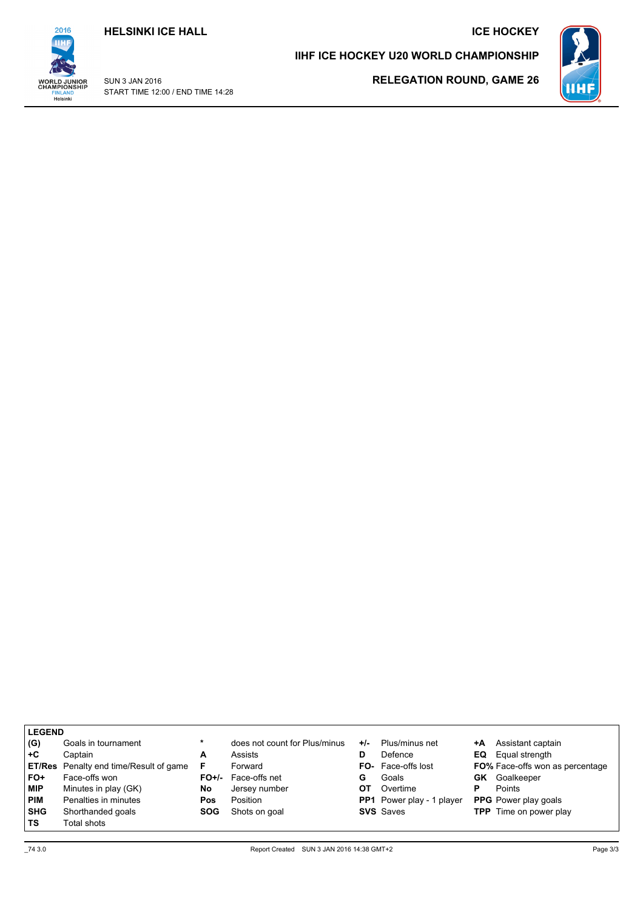## LEGEND

| | | | | | | | |
|---|---|---|---|---|---|---|---|
| **(G)** | Goals in tournament | * | does not count for Plus/minus | **+/-** | Plus/minus net | **+A** | Assistant captain |
| **+C** | Captain | **A** | Assists | **D** | Defence | **EQ** | Equal strength |
| **ET/Res** | Penalty end time/Result of game | **F** | Forward | **FO-** | Face-offs lost | **FO%** | Face-offs won as percentage |
| **FO+** | Face-offs won | **FO+/-** | Face-offs net | **G** | Goals | **GK** | Goalkeeper |
| **MIP** | Minutes in play (GK) | **No** | Jersey number | **OT** | Overtime | **P** | Points |
| **PIM** | Penalties in minutes | **Pos** | Position | **PP1** | Power play - 1 player | **PPG** | Power play goals |
| **SHG** | Shorthanded goals | **SOG** | Shots on goal | **SVS** | Saves | **TPP** | Time on power play |
| **TS** | Total shots | | | | | | |